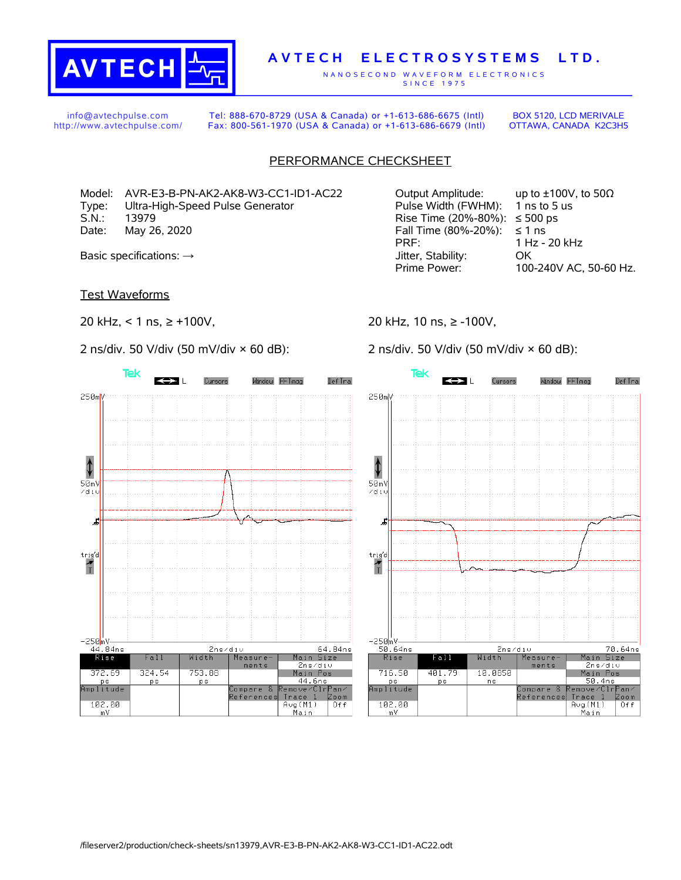# AVTECH ELECTROSYSTEMS LTD.

NANOSECOND WAVEFORM ELECTRONICS
SINCE 1975

info@avtechpulse.com
http://www.avtechpulse.com/

Tel: 888-670-8729 (USA & Canada) or +1-613-686-6675 (Intl)
Fax: 800-561-1970 (USA & Canada) or +1-613-686-6679 (Intl)

BOX 5120, LCD MERIVALE
OTTAWA, CANADA K2C3H5

## PERFORMANCE CHECKSHEET

Model: AVR-E3-B-PN-AK2-AK8-W3-CC1-ID1-AC22
Type: Ultra-High-Speed Pulse Generator
S.N.: 13979
Date: May 26, 2020

Basic specifications: →

| | |
|---|---|
| Output Amplitude: | up to ±100V, to 50Ω |
| Pulse Width (FWHM): | 1 ns to 5 us |
| Rise Time (20%-80%): | ≤ 500 ps |
| Fall Time (80%-20%): | ≤ 1 ns |
| PRF: | 1 Hz - 20 kHz |
| Jitter, Stability: | OK |
| Prime Power: | 100-240V AC, 50-60 Hz. |

### Test Waveforms

20 kHz, < 1 ns, ≥ +100V,

2 ns/div. 50 V/div (50 mV/div × 60 dB):

| Rise | Fall | Width | Amplitude |
|---|---|---|---|
| 372.69 ps | 324.54 ps | 753.88 ps | 102.80 mV |

20 kHz, 10 ns, ≥ -100V,

2 ns/div. 50 V/div (50 mV/div × 60 dB):

| Rise | Fall | Width | Amplitude |
|---|---|---|---|
| 716.50 ps | 401.79 ps | 10.0850 ns | 102.00 mV |

/fileserver2/production/check-sheets/sn13979,AVR-E3-B-PN-AK2-AK8-W3-CC1-ID1-AC22.odt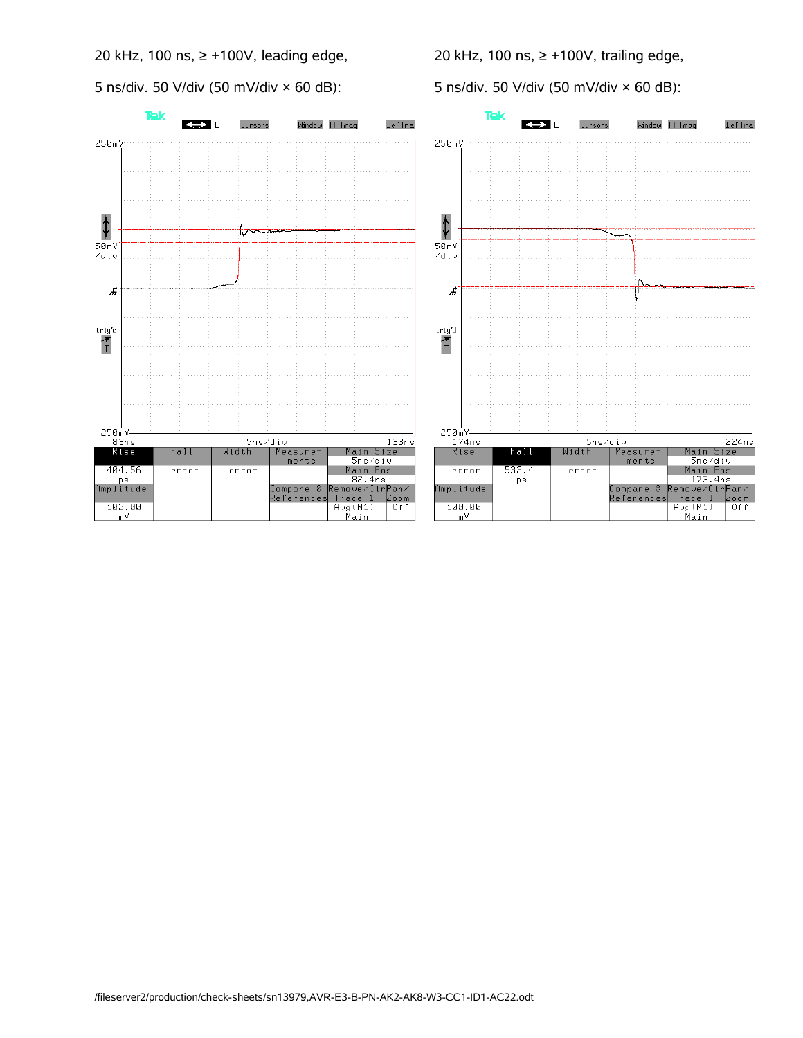20 kHz, 100 ns, ≥ +100V, leading edge,

5 ns/div. 50 V/div (50 mV/div × 60 dB):

| Rise | Fall | Width | Measure-ments | Main Size |
|---|---|---|---|---|
| 404.56 ps | error | error | | 5ns/div |
| | | | | Main Pos 82.4ns |
| Amplitude | | | Compare & References | Remove/Clr Trace 1 | 
| 102.00 mV | | | | Avg(M1) Main |

20 kHz, 100 ns, ≥ +100V, trailing edge,

5 ns/div. 50 V/div (50 mV/div × 60 dB):

| Rise | Fall | Width | Measure-ments | Main Size |
|---|---|---|---|---|
| error | 532.41 ps | error | | 5ns/div |
| | | | | Main Pos 173.4ns |
| Amplitude | | | Compare & References | Remove/Clr Trace 1 |
| 100.00 mV | | | | Avg(M1) Main |

/fileserver2/production/check-sheets/sn13979,AVR-E3-B-PN-AK2-AK8-W3-CC1-ID1-AC22.odt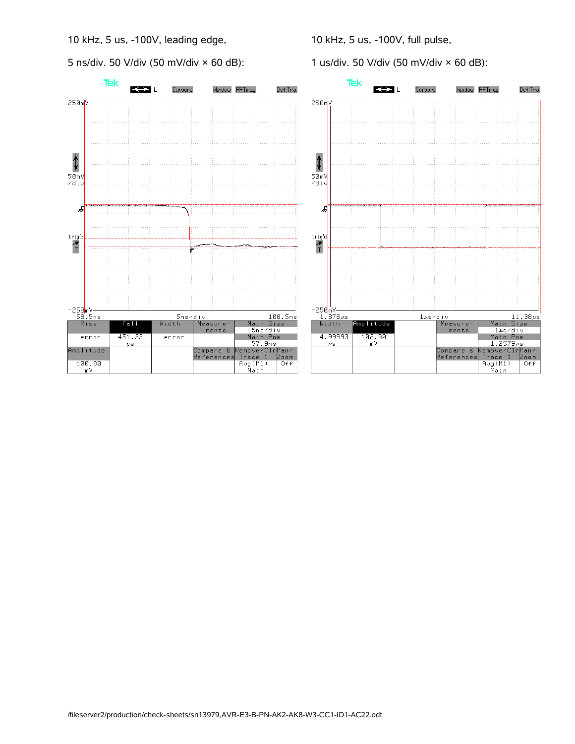10 kHz, 5 us, -100V, leading edge,

5 ns/div. 50 V/div (50 mV/div × 60 dB):

Tek

Cursors Window FFTmag DefTra

250mV

50mV /div

trig'd

-250mV

58.5ns 5ns/div 108.5ns

Rise: error

Fall: 451.33 ps

Width: error

Measure-ments

Main Size: 5ns/div

Main Pos: 57.9ns

Amplitude: 100.00 mV

Compare & References

Remove/Clr Trace 1: Avg(M1) Main

Pan/Zoom: Off

10 kHz, 5 us, -100V, full pulse,

1 us/div. 50 V/div (50 mV/div × 60 dB):

Tek

Cursors Window FFTmag DefTra

250mV

50mV /div

trig'd

-250mV

1.378μs 1μs/div 11.38μs

Width: 4.99993 μs

Amplitude: 102.00 mV

Measure-ments

Main Size: 1μs/div

Main Pos: 1.2579μs

Compare & References

Remove/Clr Trace 1: Avg(M1) Main

Pan/Zoom: Off

/fileserver2/production/check-sheets/sn13979,AVR-E3-B-PN-AK2-AK8-W3-CC1-ID1-AC22.odt